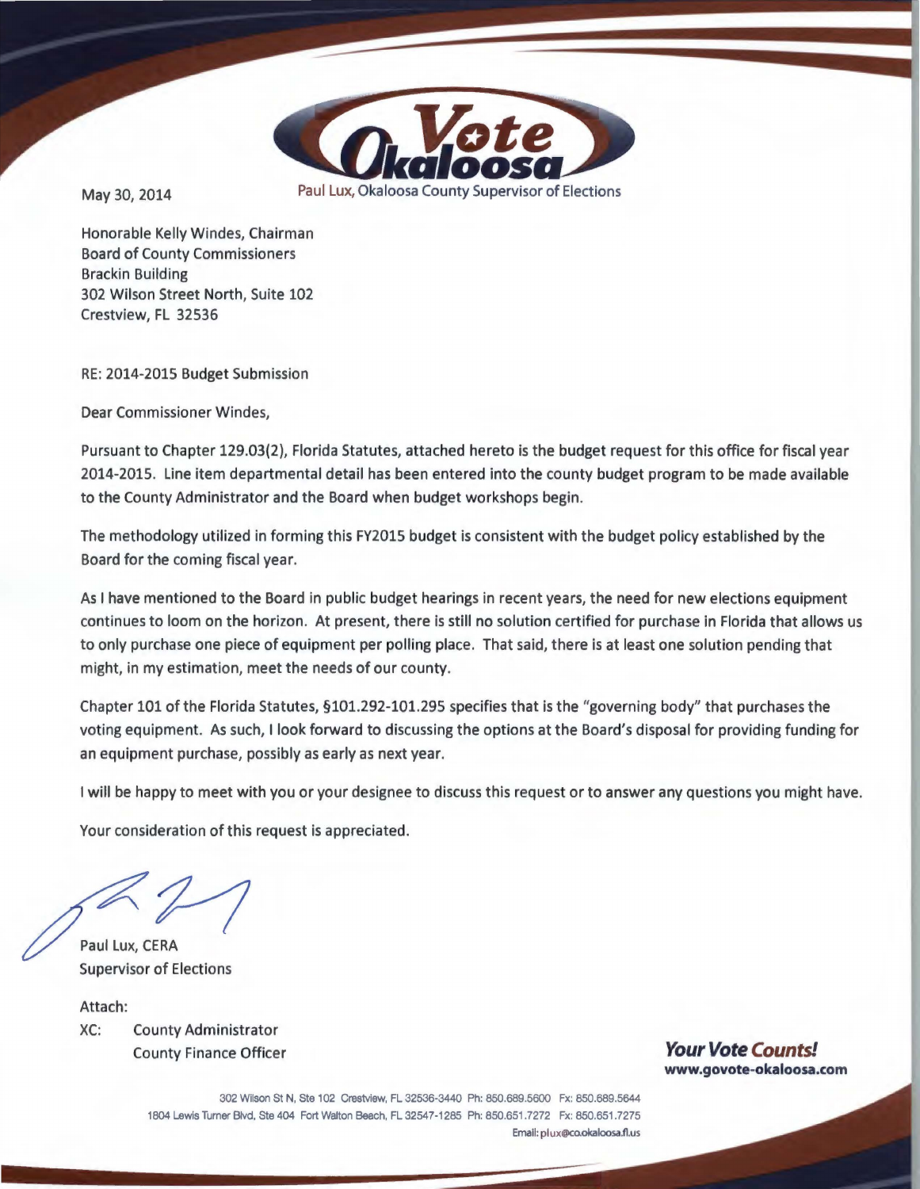**Vote Okaloosa**

Paul Lux, Okaloosa County Supervisor of Elections

May 30, 2014

Honorable Kelly Windes, Chairman
Board of County Commissioners
Brackin Building
302 Wilson Street North, Suite 102
Crestview, FL 32536

RE: 2014-2015 Budget Submission

Dear Commissioner Windes,

Pursuant to Chapter 129.03(2), Florida Statutes, attached hereto is the budget request for this office for fiscal year 2014-2015. Line item departmental detail has been entered into the county budget program to be made available to the County Administrator and the Board when budget workshops begin.

The methodology utilized in forming this FY2015 budget is consistent with the budget policy established by the Board for the coming fiscal year.

As I have mentioned to the Board in public budget hearings in recent years, the need for new elections equipment continues to loom on the horizon. At present, there is still no solution certified for purchase in Florida that allows us to only purchase one piece of equipment per polling place. That said, there is at least one solution pending that might, in my estimation, meet the needs of our county.

Chapter 101 of the Florida Statutes, §101.292-101.295 specifies that is the "governing body" that purchases the voting equipment. As such, I look forward to discussing the options at the Board's disposal for providing funding for an equipment purchase, possibly as early as next year.

I will be happy to meet with you or your designee to discuss this request or to answer any questions you might have.

Your consideration of this request is appreciated.

Paul Lux, CERA
Supervisor of Elections

Attach:
XC: County Administrator
County Finance Officer

***Your Vote Counts!***
**www.govote-okaloosa.com**

302 Wilson St N, Ste 102 Crestview, FL 32536-3440 Ph: 850.689.5600 Fx: 850.689.5644
1804 Lewis Turner Blvd, Ste 404 Fort Walton Beach, FL 32547-1285 Ph: 850.651.7272 Fx: 850.651.7275
Email: plux@co.okaloosa.fl.us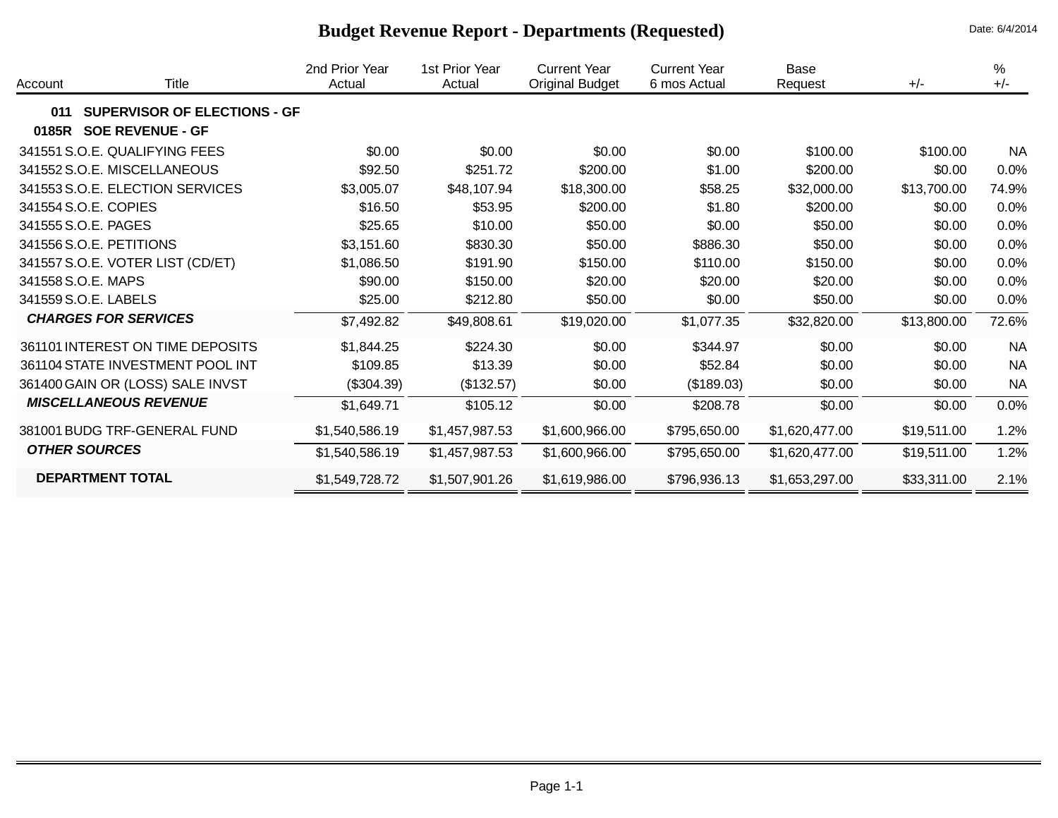# Budget Revenue Report - Departments (Requested)

Date: 6/4/2014

| Account | Title | 2nd Prior Year Actual | 1st Prior Year Actual | Current Year Original Budget | Current Year 6 mos Actual | Base Request | +/- | % +/- |
|---|---|---|---|---|---|---|---|---|
| **011** | **SUPERVISOR OF ELECTIONS - GF** | | | | | | | |
| **0185R** | **SOE REVENUE - GF** | | | | | | | |
| 341551 | S.O.E. QUALIFYING FEES | $0.00 | $0.00 | $0.00 | $0.00 | $100.00 | $100.00 | NA |
| 341552 | S.O.E. MISCELLANEOUS | $92.50 | $251.72 | $200.00 | $1.00 | $200.00 | $0.00 | 0.0% |
| 341553 | S.O.E. ELECTION SERVICES | $3,005.07 | $48,107.94 | $18,300.00 | $58.25 | $32,000.00 | $13,700.00 | 74.9% |
| 341554 | S.O.E. COPIES | $16.50 | $53.95 | $200.00 | $1.80 | $200.00 | $0.00 | 0.0% |
| 341555 | S.O.E. PAGES | $25.65 | $10.00 | $50.00 | $0.00 | $50.00 | $0.00 | 0.0% |
| 341556 | S.O.E. PETITIONS | $3,151.60 | $830.30 | $50.00 | $886.30 | $50.00 | $0.00 | 0.0% |
| 341557 | S.O.E. VOTER LIST (CD/ET) | $1,086.50 | $191.90 | $150.00 | $110.00 | $150.00 | $0.00 | 0.0% |
| 341558 | S.O.E. MAPS | $90.00 | $150.00 | $20.00 | $20.00 | $20.00 | $0.00 | 0.0% |
| 341559 | S.O.E. LABELS | $25.00 | $212.80 | $50.00 | $0.00 | $50.00 | $0.00 | 0.0% |
| ***CHARGES FOR SERVICES*** | | $7,492.82 | $49,808.61 | $19,020.00 | $1,077.35 | $32,820.00 | $13,800.00 | 72.6% |
| 361101 | INTEREST ON TIME DEPOSITS | $1,844.25 | $224.30 | $0.00 | $344.97 | $0.00 | $0.00 | NA |
| 361104 | STATE INVESTMENT POOL INT | $109.85 | $13.39 | $0.00 | $52.84 | $0.00 | $0.00 | NA |
| 361400 | GAIN OR (LOSS) SALE INVST | ($304.39) | ($132.57) | $0.00 | ($189.03) | $0.00 | $0.00 | NA |
| ***MISCELLANEOUS REVENUE*** | | $1,649.71 | $105.12 | $0.00 | $208.78 | $0.00 | $0.00 | 0.0% |
| 381001 | BUDG TRF-GENERAL FUND | $1,540,586.19 | $1,457,987.53 | $1,600,966.00 | $795,650.00 | $1,620,477.00 | $19,511.00 | 1.2% |
| ***OTHER SOURCES*** | | $1,540,586.19 | $1,457,987.53 | $1,600,966.00 | $795,650.00 | $1,620,477.00 | $19,511.00 | 1.2% |
| **DEPARTMENT TOTAL** | | $1,549,728.72 | $1,507,901.26 | $1,619,986.00 | $796,936.13 | $1,653,297.00 | $33,311.00 | 2.1% |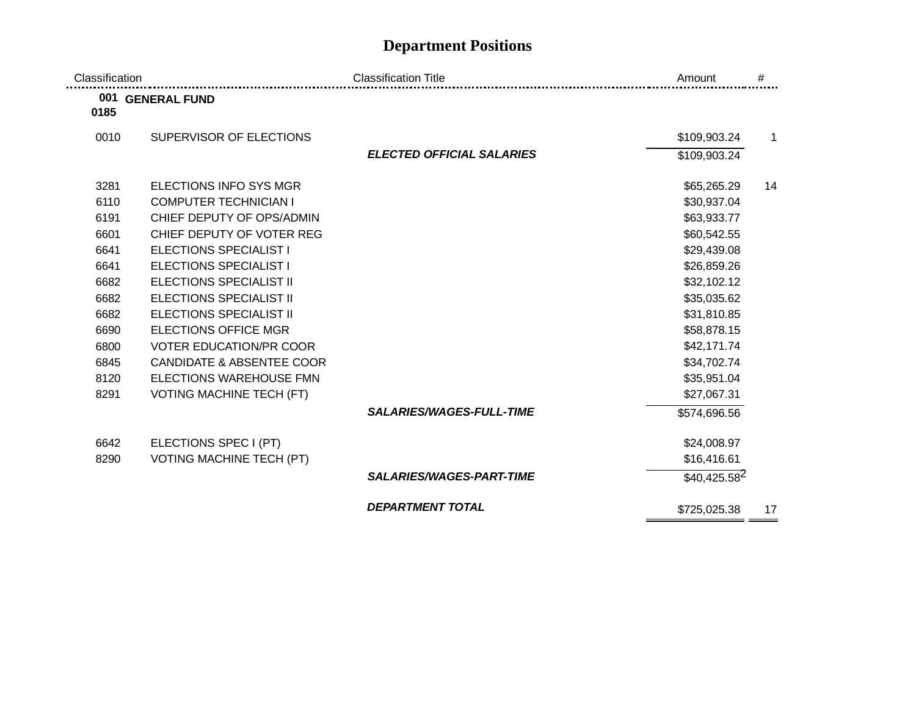# Department Positions

| Classification | Classification Title | Amount | # |
|---|---|---|---|
| **001** | **GENERAL FUND** | | |
| **0185** | | | |
| 0010 | SUPERVISOR OF ELECTIONS | $109,903.24 | 1 |
| | ***ELECTED OFFICIAL SALARIES*** | $109,903.24 | |
| 3281 | ELECTIONS INFO SYS MGR | $65,265.29 | 14 |
| 6110 | COMPUTER TECHNICIAN I | $30,937.04 | |
| 6191 | CHIEF DEPUTY OF OPS/ADMIN | $63,933.77 | |
| 6601 | CHIEF DEPUTY OF VOTER REG | $60,542.55 | |
| 6641 | ELECTIONS SPECIALIST I | $29,439.08 | |
| 6641 | ELECTIONS SPECIALIST I | $26,859.26 | |
| 6682 | ELECTIONS SPECIALIST II | $32,102.12 | |
| 6682 | ELECTIONS SPECIALIST II | $35,035.62 | |
| 6682 | ELECTIONS SPECIALIST II | $31,810.85 | |
| 6690 | ELECTIONS OFFICE MGR | $58,878.15 | |
| 6800 | VOTER EDUCATION/PR COOR | $42,171.74 | |
| 6845 | CANDIDATE & ABSENTEE COOR | $34,702.74 | |
| 8120 | ELECTIONS WAREHOUSE FMN | $35,951.04 | |
| 8291 | VOTING MACHINE TECH (FT) | $27,067.31 | |
| | ***SALARIES/WAGES-FULL-TIME*** | $574,696.56 | |
| 6642 | ELECTIONS SPEC I (PT) | $24,008.97 | |
| 8290 | VOTING MACHINE TECH (PT) | $16,416.61 | |
| | ***SALARIES/WAGES-PART-TIME*** | $40,425.58 | 2 |
| | ***DEPARTMENT TOTAL*** | $725,025.38 | 17 |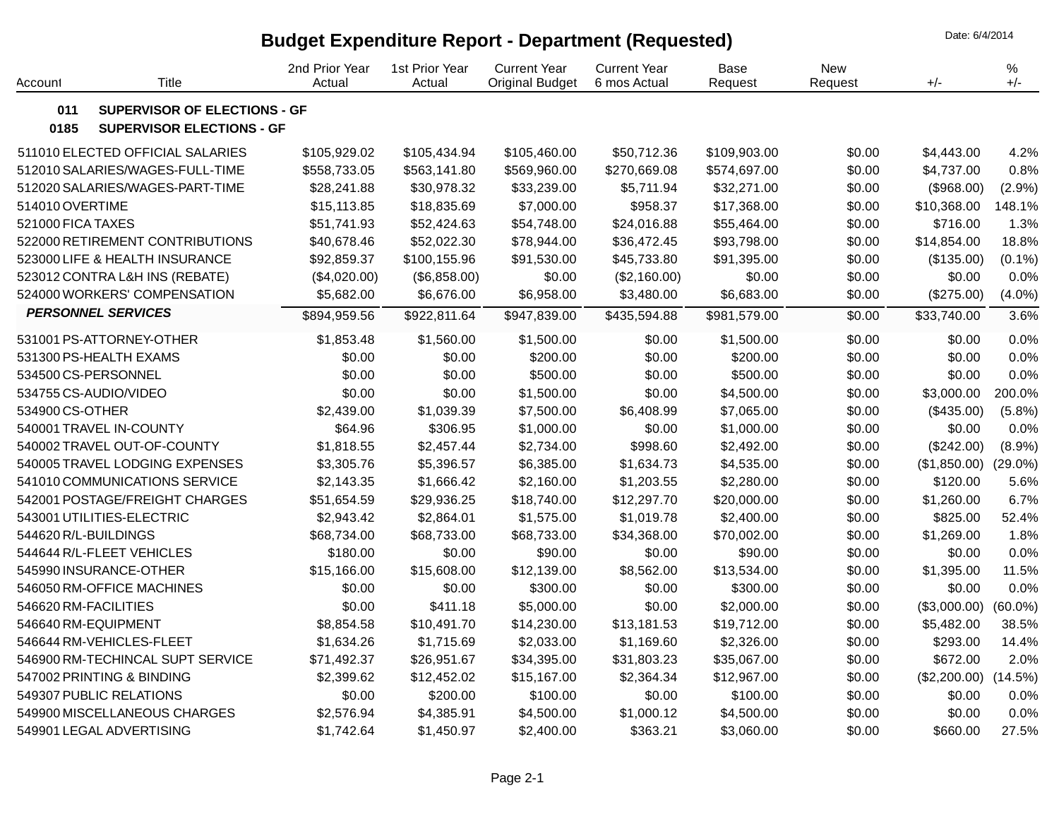# Budget Expenditure Report - Department (Requested)

Date: 6/4/2014

| Account | Title | 2nd Prior Year Actual | 1st Prior Year Actual | Current Year Original Budget | Current Year 6 mos Actual | Base Request | New Request | +/- | % +/- |
|---|---|---|---|---|---|---|---|---|---|
| **011** | **SUPERVISOR OF ELECTIONS - GF** | | | | | | | | |
| **0185** | **SUPERVISOR ELECTIONS - GF** | | | | | | | | |
| 511010 | ELECTED OFFICIAL SALARIES | $105,929.02 | $105,434.94 | $105,460.00 | $50,712.36 | $109,903.00 | $0.00 | $4,443.00 | 4.2% |
| 512010 | SALARIES/WAGES-FULL-TIME | $558,733.05 | $563,141.80 | $569,960.00 | $270,669.08 | $574,697.00 | $0.00 | $4,737.00 | 0.8% |
| 512020 | SALARIES/WAGES-PART-TIME | $28,241.88 | $30,978.32 | $33,239.00 | $5,711.94 | $32,271.00 | $0.00 | ($968.00) | (2.9%) |
| 514010 | OVERTIME | $15,113.85 | $18,835.69 | $7,000.00 | $958.37 | $17,368.00 | $0.00 | $10,368.00 | 148.1% |
| 521000 | FICA TAXES | $51,741.93 | $52,424.63 | $54,748.00 | $24,016.88 | $55,464.00 | $0.00 | $716.00 | 1.3% |
| 522000 | RETIREMENT CONTRIBUTIONS | $40,678.46 | $52,022.30 | $78,944.00 | $36,472.45 | $93,798.00 | $0.00 | $14,854.00 | 18.8% |
| 523000 | LIFE & HEALTH INSURANCE | $92,859.37 | $100,155.96 | $91,530.00 | $45,733.80 | $91,395.00 | $0.00 | ($135.00) | (0.1%) |
| 523012 | CONTRA L&H INS (REBATE) | ($4,020.00) | ($6,858.00) | $0.00 | ($2,160.00) | $0.00 | $0.00 | $0.00 | 0.0% |
| 524000 | WORKERS' COMPENSATION | $5,682.00 | $6,676.00 | $6,958.00 | $3,480.00 | $6,683.00 | $0.00 | ($275.00) | (4.0%) |
| | ***PERSONNEL SERVICES*** | $894,959.56 | $922,811.64 | $947,839.00 | $435,594.88 | $981,579.00 | $0.00 | $33,740.00 | 3.6% |
| 531001 | PS-ATTORNEY-OTHER | $1,853.48 | $1,560.00 | $1,500.00 | $0.00 | $1,500.00 | $0.00 | $0.00 | 0.0% |
| 531300 | PS-HEALTH EXAMS | $0.00 | $0.00 | $200.00 | $0.00 | $200.00 | $0.00 | $0.00 | 0.0% |
| 534500 | CS-PERSONNEL | $0.00 | $0.00 | $500.00 | $0.00 | $500.00 | $0.00 | $0.00 | 0.0% |
| 534755 | CS-AUDIO/VIDEO | $0.00 | $0.00 | $1,500.00 | $0.00 | $4,500.00 | $0.00 | $3,000.00 | 200.0% |
| 534900 | CS-OTHER | $2,439.00 | $1,039.39 | $7,500.00 | $6,408.99 | $7,065.00 | $0.00 | ($435.00) | (5.8%) |
| 540001 | TRAVEL IN-COUNTY | $64.96 | $306.95 | $1,000.00 | $0.00 | $1,000.00 | $0.00 | $0.00 | 0.0% |
| 540002 | TRAVEL OUT-OF-COUNTY | $1,818.55 | $2,457.44 | $2,734.00 | $998.60 | $2,492.00 | $0.00 | ($242.00) | (8.9%) |
| 540005 | TRAVEL LODGING EXPENSES | $3,305.76 | $5,396.57 | $6,385.00 | $1,634.73 | $4,535.00 | $0.00 | ($1,850.00) | (29.0%) |
| 541010 | COMMUNICATIONS SERVICE | $2,143.35 | $1,666.42 | $2,160.00 | $1,203.55 | $2,280.00 | $0.00 | $120.00 | 5.6% |
| 542001 | POSTAGE/FREIGHT CHARGES | $51,654.59 | $29,936.25 | $18,740.00 | $12,297.70 | $20,000.00 | $0.00 | $1,260.00 | 6.7% |
| 543001 | UTILITIES-ELECTRIC | $2,943.42 | $2,864.01 | $1,575.00 | $1,019.78 | $2,400.00 | $0.00 | $825.00 | 52.4% |
| 544620 | R/L-BUILDINGS | $68,734.00 | $68,733.00 | $68,733.00 | $34,368.00 | $70,002.00 | $0.00 | $1,269.00 | 1.8% |
| 544644 | R/L-FLEET VEHICLES | $180.00 | $0.00 | $90.00 | $0.00 | $90.00 | $0.00 | $0.00 | 0.0% |
| 545990 | INSURANCE-OTHER | $15,166.00 | $15,608.00 | $12,139.00 | $8,562.00 | $13,534.00 | $0.00 | $1,395.00 | 11.5% |
| 546050 | RM-OFFICE MACHINES | $0.00 | $0.00 | $300.00 | $0.00 | $300.00 | $0.00 | $0.00 | 0.0% |
| 546620 | RM-FACILITIES | $0.00 | $411.18 | $5,000.00 | $0.00 | $2,000.00 | $0.00 | ($3,000.00) | (60.0%) |
| 546640 | RM-EQUIPMENT | $8,854.58 | $10,491.70 | $14,230.00 | $13,181.53 | $19,712.00 | $0.00 | $5,482.00 | 38.5% |
| 546644 | RM-VEHICLES-FLEET | $1,634.26 | $1,715.69 | $2,033.00 | $1,169.60 | $2,326.00 | $0.00 | $293.00 | 14.4% |
| 546900 | RM-TECHINCAL SUPT SERVICE | $71,492.37 | $26,951.67 | $34,395.00 | $31,803.23 | $35,067.00 | $0.00 | $672.00 | 2.0% |
| 547002 | PRINTING & BINDING | $2,399.62 | $12,452.02 | $15,167.00 | $2,364.34 | $12,967.00 | $0.00 | ($2,200.00) | (14.5%) |
| 549307 | PUBLIC RELATIONS | $0.00 | $200.00 | $100.00 | $0.00 | $100.00 | $0.00 | $0.00 | 0.0% |
| 549900 | MISCELLANEOUS CHARGES | $2,576.94 | $4,385.91 | $4,500.00 | $1,000.12 | $4,500.00 | $0.00 | $0.00 | 0.0% |
| 549901 | LEGAL ADVERTISING | $1,742.64 | $1,450.97 | $2,400.00 | $363.21 | $3,060.00 | $0.00 | $660.00 | 27.5% |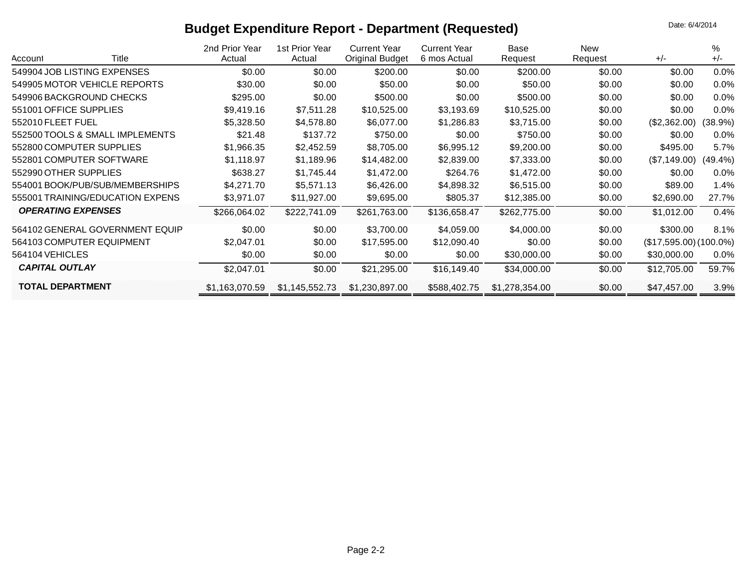# Budget Expenditure Report - Department (Requested)

Date: 6/4/2014

| Account | Title | 2nd Prior Year Actual | 1st Prior Year Actual | Current Year Original Budget | Current Year 6 mos Actual | Base Request | New Request | +/- | % +/- |
|---|---|---|---|---|---|---|---|---|---|
| 549904 | JOB LISTING EXPENSES | $0.00 | $0.00 | $200.00 | $0.00 | $200.00 | $0.00 | $0.00 | 0.0% |
| 549905 | MOTOR VEHICLE REPORTS | $30.00 | $0.00 | $50.00 | $0.00 | $50.00 | $0.00 | $0.00 | 0.0% |
| 549906 | BACKGROUND CHECKS | $295.00 | $0.00 | $500.00 | $0.00 | $500.00 | $0.00 | $0.00 | 0.0% |
| 551001 | OFFICE SUPPLIES | $9,419.16 | $7,511.28 | $10,525.00 | $3,193.69 | $10,525.00 | $0.00 | $0.00 | 0.0% |
| 552010 | FLEET FUEL | $5,328.50 | $4,578.80 | $6,077.00 | $1,286.83 | $3,715.00 | $0.00 | ($2,362.00) | (38.9%) |
| 552500 | TOOLS & SMALL IMPLEMENTS | $21.48 | $137.72 | $750.00 | $0.00 | $750.00 | $0.00 | $0.00 | 0.0% |
| 552800 | COMPUTER SUPPLIES | $1,966.35 | $2,452.59 | $8,705.00 | $6,995.12 | $9,200.00 | $0.00 | $495.00 | 5.7% |
| 552801 | COMPUTER SOFTWARE | $1,118.97 | $1,189.96 | $14,482.00 | $2,839.00 | $7,333.00 | $0.00 | ($7,149.00) | (49.4%) |
| 552990 | OTHER SUPPLIES | $638.27 | $1,745.44 | $1,472.00 | $264.76 | $1,472.00 | $0.00 | $0.00 | 0.0% |
| 554001 | BOOK/PUB/SUB/MEMBERSHIPS | $4,271.70 | $5,571.13 | $6,426.00 | $4,898.32 | $6,515.00 | $0.00 | $89.00 | 1.4% |
| 555001 | TRAINING/EDUCATION EXPENS | $3,971.07 | $11,927.00 | $9,695.00 | $805.37 | $12,385.00 | $0.00 | $2,690.00 | 27.7% |
| | ***OPERATING EXPENSES*** | $266,064.02 | $222,741.09 | $261,763.00 | $136,658.47 | $262,775.00 | $0.00 | $1,012.00 | 0.4% |
| 564102 | GENERAL GOVERNMENT EQUIP | $0.00 | $0.00 | $3,700.00 | $4,059.00 | $4,000.00 | $0.00 | $300.00 | 8.1% |
| 564103 | COMPUTER EQUIPMENT | $2,047.01 | $0.00 | $17,595.00 | $12,090.40 | $0.00 | $0.00 | ($17,595.00) | (100.0%) |
| 564104 | VEHICLES | $0.00 | $0.00 | $0.00 | $0.00 | $30,000.00 | $0.00 | $30,000.00 | 0.0% |
| | ***CAPITAL OUTLAY*** | $2,047.01 | $0.00 | $21,295.00 | $16,149.40 | $34,000.00 | $0.00 | $12,705.00 | 59.7% |
| | **TOTAL DEPARTMENT** | $1,163,070.59 | $1,145,552.73 | $1,230,897.00 | $588,402.75 | $1,278,354.00 | $0.00 | $47,457.00 | 3.9% |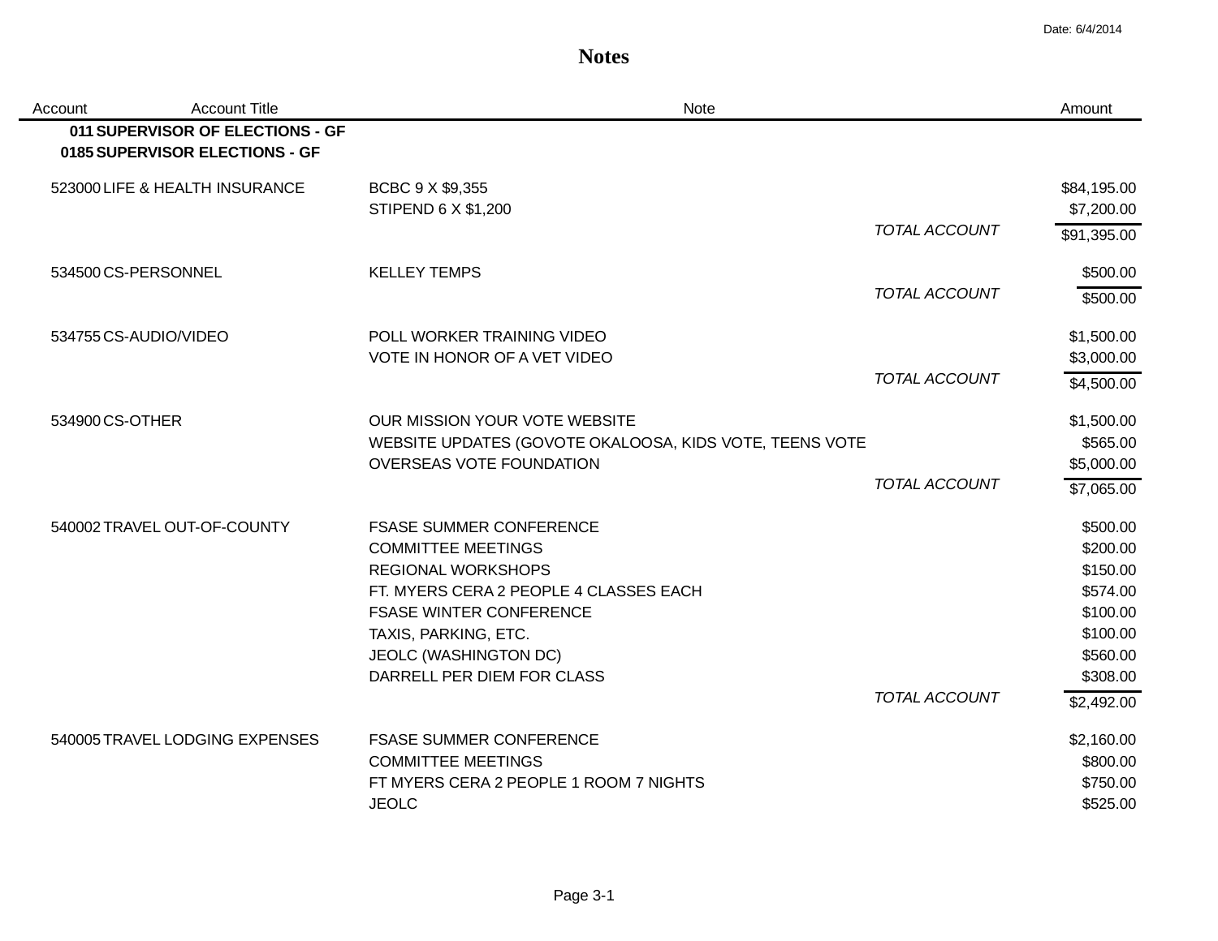Date: 6/4/2014

# Notes

| Account | Account Title | Note | | Amount |
|---|---|---|---|---|
| **011** | **SUPERVISOR OF ELECTIONS - GF** | | | |
| **0185** | **SUPERVISOR ELECTIONS - GF** | | | |
| 523000 | LIFE & HEALTH INSURANCE | BCBC 9 X $9,355 | | $84,195.00 |
| | | STIPEND 6 X $1,200 | | $7,200.00 |
| | | | *TOTAL ACCOUNT* | $91,395.00 |
| 534500 | CS-PERSONNEL | KELLEY TEMPS | | $500.00 |
| | | | *TOTAL ACCOUNT* | $500.00 |
| 534755 | CS-AUDIO/VIDEO | POLL WORKER TRAINING VIDEO | | $1,500.00 |
| | | VOTE IN HONOR OF A VET VIDEO | | $3,000.00 |
| | | | *TOTAL ACCOUNT* | $4,500.00 |
| 534900 | CS-OTHER | OUR MISSION YOUR VOTE WEBSITE | | $1,500.00 |
| | | WEBSITE UPDATES (GOVOTE OKALOOSA, KIDS VOTE, TEENS VOTE | | $565.00 |
| | | OVERSEAS VOTE FOUNDATION | | $5,000.00 |
| | | | *TOTAL ACCOUNT* | $7,065.00 |
| 540002 | TRAVEL OUT-OF-COUNTY | FSASE SUMMER CONFERENCE | | $500.00 |
| | | COMMITTEE MEETINGS | | $200.00 |
| | | REGIONAL WORKSHOPS | | $150.00 |
| | | FT. MYERS CERA 2 PEOPLE 4 CLASSES EACH | | $574.00 |
| | | FSASE WINTER CONFERENCE | | $100.00 |
| | | TAXIS, PARKING, ETC. | | $100.00 |
| | | JEOLC (WASHINGTON DC) | | $560.00 |
| | | DARRELL PER DIEM FOR CLASS | | $308.00 |
| | | | *TOTAL ACCOUNT* | $2,492.00 |
| 540005 | TRAVEL LODGING EXPENSES | FSASE SUMMER CONFERENCE | | $2,160.00 |
| | | COMMITTEE MEETINGS | | $800.00 |
| | | FT MYERS CERA 2 PEOPLE 1 ROOM 7 NIGHTS | | $750.00 |
| | | JEOLC | | $525.00 |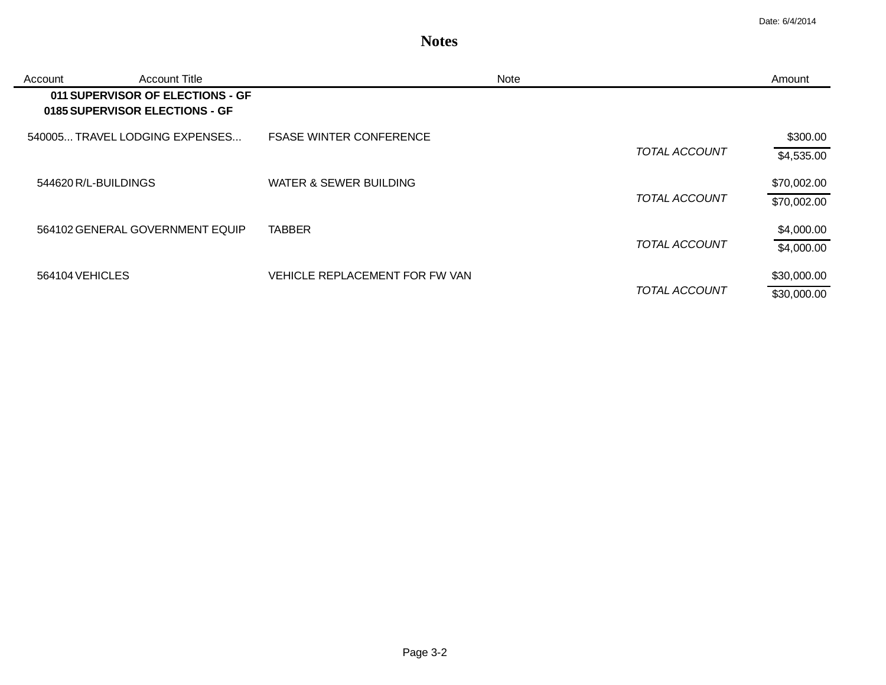Date: 6/4/2014

# Notes

| Account | Account Title | Note | | Amount |
|---|---|---|---|---|
| **011** | **SUPERVISOR OF ELECTIONS - GF** | | | |
| **0185** | **SUPERVISOR ELECTIONS - GF** | | | |
| 540005... | TRAVEL LODGING EXPENSES... | FSASE WINTER CONFERENCE | | $300.00 |
| | | | *TOTAL ACCOUNT* | $4,535.00 |
| 544620 | R/L-BUILDINGS | WATER & SEWER BUILDING | | $70,002.00 |
| | | | *TOTAL ACCOUNT* | $70,002.00 |
| 564102 | GENERAL GOVERNMENT EQUIP | TABBER | | $4,000.00 |
| | | | *TOTAL ACCOUNT* | $4,000.00 |
| 564104 | VEHICLES | VEHICLE REPLACEMENT FOR FW VAN | | $30,000.00 |
| | | | *TOTAL ACCOUNT* | $30,000.00 |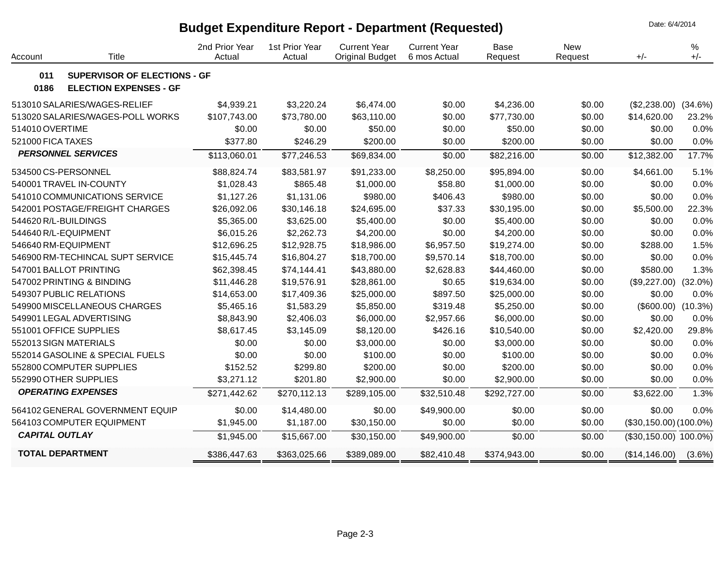# Budget Expenditure Report - Department (Requested)

Date: 6/4/2014

| Account | Title | 2nd Prior Year Actual | 1st Prior Year Actual | Current Year Original Budget | Current Year 6 mos Actual | Base Request | New Request | +/- | % +/- |
|---|---|---|---|---|---|---|---|---|---|
| **011** | **SUPERVISOR OF ELECTIONS - GF** | | | | | | | | |
| **0186** | **ELECTION EXPENSES - GF** | | | | | | | | |
| 513010 | SALARIES/WAGES-RELIEF | $4,939.21 | $3,220.24 | $6,474.00 | $0.00 | $4,236.00 | $0.00 | ($2,238.00) | (34.6%) |
| 513020 | SALARIES/WAGES-POLL WORKS | $107,743.00 | $73,780.00 | $63,110.00 | $0.00 | $77,730.00 | $0.00 | $14,620.00 | 23.2% |
| 514010 | OVERTIME | $0.00 | $0.00 | $50.00 | $0.00 | $50.00 | $0.00 | $0.00 | 0.0% |
| 521000 | FICA TAXES | $377.80 | $246.29 | $200.00 | $0.00 | $200.00 | $0.00 | $0.00 | 0.0% |
| | ***PERSONNEL SERVICES*** | $113,060.01 | $77,246.53 | $69,834.00 | $0.00 | $82,216.00 | $0.00 | $12,382.00 | 17.7% |
| 534500 | CS-PERSONNEL | $88,824.74 | $83,581.97 | $91,233.00 | $8,250.00 | $95,894.00 | $0.00 | $4,661.00 | 5.1% |
| 540001 | TRAVEL IN-COUNTY | $1,028.43 | $865.48 | $1,000.00 | $58.80 | $1,000.00 | $0.00 | $0.00 | 0.0% |
| 541010 | COMMUNICATIONS SERVICE | $1,127.26 | $1,131.06 | $980.00 | $406.43 | $980.00 | $0.00 | $0.00 | 0.0% |
| 542001 | POSTAGE/FREIGHT CHARGES | $26,092.06 | $30,146.18 | $24,695.00 | $37.33 | $30,195.00 | $0.00 | $5,500.00 | 22.3% |
| 544620 | R/L-BUILDINGS | $5,365.00 | $3,625.00 | $5,400.00 | $0.00 | $5,400.00 | $0.00 | $0.00 | 0.0% |
| 544640 | R/L-EQUIPMENT | $6,015.26 | $2,262.73 | $4,200.00 | $0.00 | $4,200.00 | $0.00 | $0.00 | 0.0% |
| 546640 | RM-EQUIPMENT | $12,696.25 | $12,928.75 | $18,986.00 | $6,957.50 | $19,274.00 | $0.00 | $288.00 | 1.5% |
| 546900 | RM-TECHINCAL SUPT SERVICE | $15,445.74 | $16,804.27 | $18,700.00 | $9,570.14 | $18,700.00 | $0.00 | $0.00 | 0.0% |
| 547001 | BALLOT PRINTING | $62,398.45 | $74,144.41 | $43,880.00 | $2,628.83 | $44,460.00 | $0.00 | $580.00 | 1.3% |
| 547002 | PRINTING & BINDING | $11,446.28 | $19,576.91 | $28,861.00 | $0.65 | $19,634.00 | $0.00 | ($9,227.00) | (32.0%) |
| 549307 | PUBLIC RELATIONS | $14,653.00 | $17,409.36 | $25,000.00 | $897.50 | $25,000.00 | $0.00 | $0.00 | 0.0% |
| 549900 | MISCELLANEOUS CHARGES | $5,465.16 | $1,583.29 | $5,850.00 | $319.48 | $5,250.00 | $0.00 | ($600.00) | (10.3%) |
| 549901 | LEGAL ADVERTISING | $8,843.90 | $2,406.03 | $6,000.00 | $2,957.66 | $6,000.00 | $0.00 | $0.00 | 0.0% |
| 551001 | OFFICE SUPPLIES | $8,617.45 | $3,145.09 | $8,120.00 | $426.16 | $10,540.00 | $0.00 | $2,420.00 | 29.8% |
| 552013 | SIGN MATERIALS | $0.00 | $0.00 | $3,000.00 | $0.00 | $3,000.00 | $0.00 | $0.00 | 0.0% |
| 552014 | GASOLINE & SPECIAL FUELS | $0.00 | $0.00 | $100.00 | $0.00 | $100.00 | $0.00 | $0.00 | 0.0% |
| 552800 | COMPUTER SUPPLIES | $152.52 | $299.80 | $200.00 | $0.00 | $200.00 | $0.00 | $0.00 | 0.0% |
| 552990 | OTHER SUPPLIES | $3,271.12 | $201.80 | $2,900.00 | $0.00 | $2,900.00 | $0.00 | $0.00 | 0.0% |
| | ***OPERATING EXPENSES*** | $271,442.62 | $270,112.13 | $289,105.00 | $32,510.48 | $292,727.00 | $0.00 | $3,622.00 | 1.3% |
| 564102 | GENERAL GOVERNMENT EQUIP | $0.00 | $14,480.00 | $0.00 | $49,900.00 | $0.00 | $0.00 | $0.00 | 0.0% |
| 564103 | COMPUTER EQUIPMENT | $1,945.00 | $1,187.00 | $30,150.00 | $0.00 | $0.00 | $0.00 | ($30,150.00) | (100.0%) |
| | ***CAPITAL OUTLAY*** | $1,945.00 | $15,667.00 | $30,150.00 | $49,900.00 | $0.00 | $0.00 | ($30,150.00) | 100.0%) |
| | **TOTAL DEPARTMENT** | $386,447.63 | $363,025.66 | $389,089.00 | $82,410.48 | $374,943.00 | $0.00 | ($14,146.00) | (3.6%) |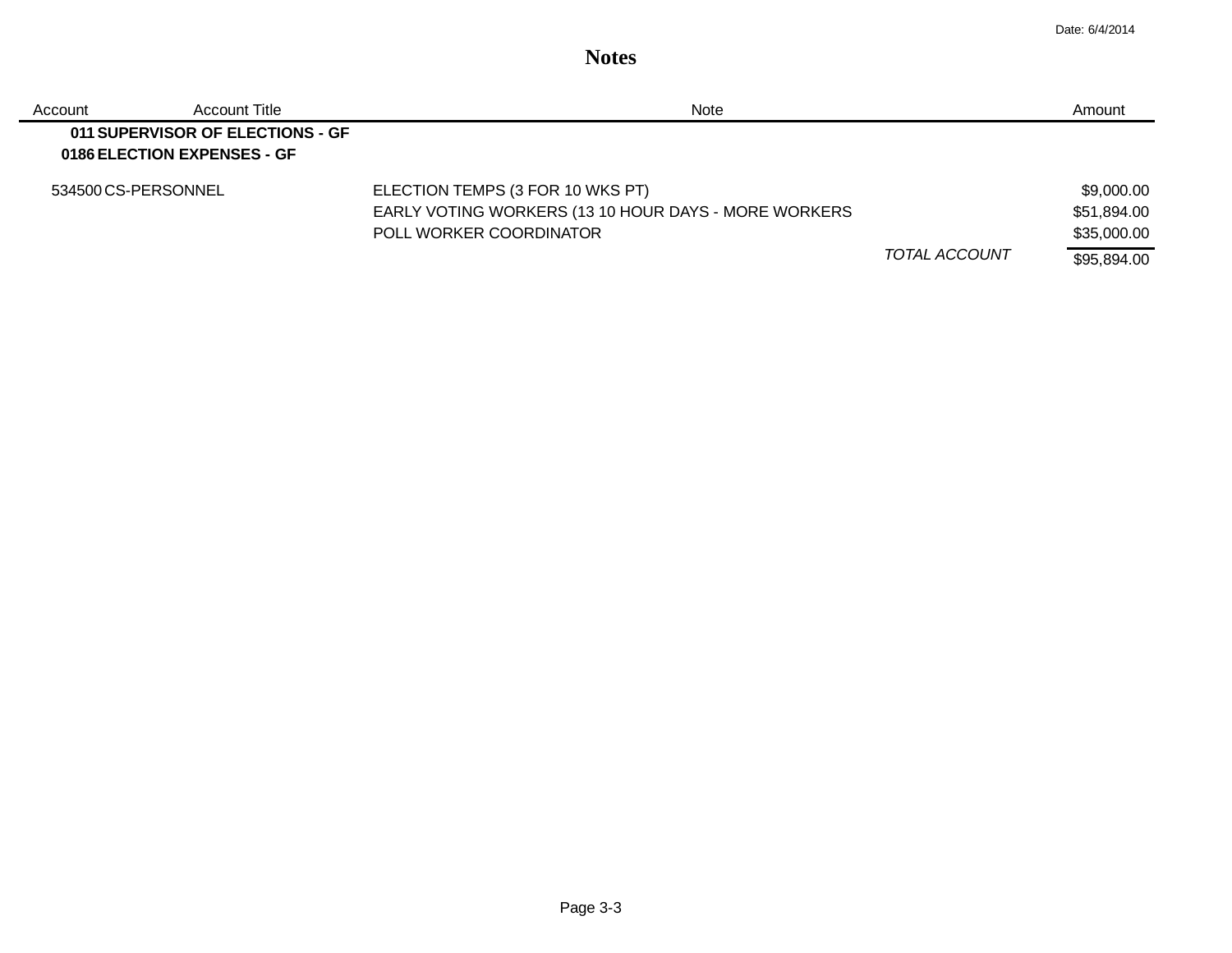Date: 6/4/2014

# Notes

| Account | Account Title | Note | | Amount |
|---|---|---|---|---|
| 011 | SUPERVISOR OF ELECTIONS - GF | | | |
| 0186 | ELECTION EXPENSES - GF | | | |
| 534500 | CS-PERSONNEL | ELECTION TEMPS (3 FOR 10 WKS PT) | | $9,000.00 |
| | | EARLY VOTING WORKERS (13 10 HOUR DAYS - MORE WORKERS | | $51,894.00 |
| | | POLL WORKER COORDINATOR | | $35,000.00 |
| | | | *TOTAL ACCOUNT* | $95,894.00 |